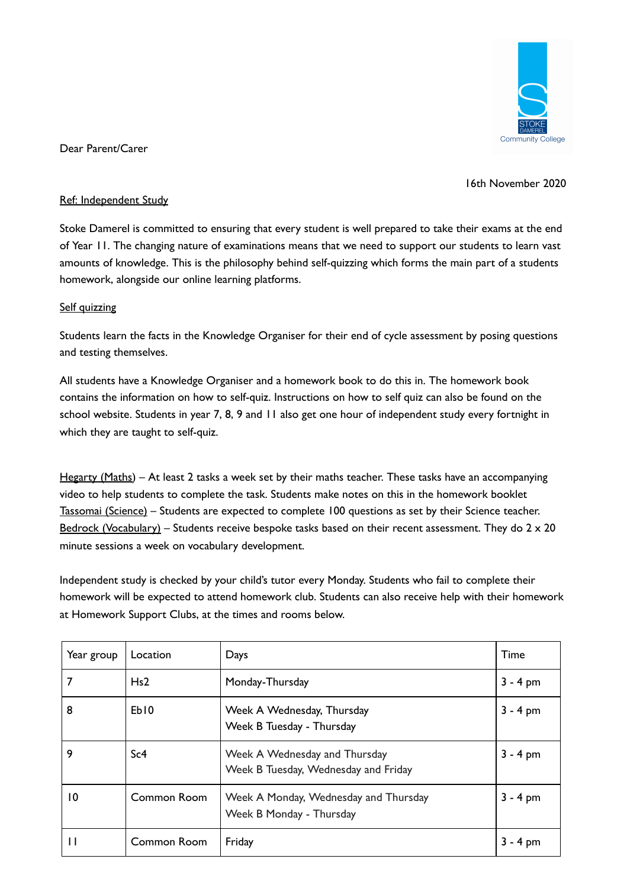Dear Parent/Carer

16th November 2020

Ref: Independent Study

Stoke Damerel is committed to ensuring that every student is well prepared to take their exams at the end of Year 11. The changing nature of examinations means that we need to support our students to learn vast amounts of knowledge. This is the philosophy behind self-quizzing which forms the main part of a students homework, alongside our online learning platforms.

Self quizzing

Students learn the facts in the Knowledge Organiser for their end of cycle assessment by posing questions and testing themselves.

All students have a Knowledge Organiser and a homework book to do this in. The homework book contains the information on how to self-quiz. Instructions on how to self quiz can also be found on the school website. Students in year 7, 8, 9 and 11 also get one hour of independent study every fortnight in which they are taught to self-quiz.

Hegarty (Maths) – At least 2 tasks a week set by their maths teacher. These tasks have an accompanying video to help students to complete the task. Students make notes on this in the homework booklet
Tassomai (Science) – Students are expected to complete 100 questions as set by their Science teacher.
Bedrock (Vocabulary) – Students receive bespoke tasks based on their recent assessment. They do 2 x 20 minute sessions a week on vocabulary development.

Independent study is checked by your child's tutor every Monday. Students who fail to complete their homework will be expected to attend homework club. Students can also receive help with their homework at Homework Support Clubs, at the times and rooms below.

| Year group | Location | Days | Time |
|---|---|---|---|
| 7 | Hs2 | Monday-Thursday | 3 - 4 pm |
| 8 | Eb10 | Week A Wednesday, Thursday<br>Week B Tuesday - Thursday | 3 - 4 pm |
| 9 | Sc4 | Week A Wednesday and Thursday<br>Week B Tuesday, Wednesday and Friday | 3 - 4 pm |
| 10 | Common Room | Week A Monday, Wednesday and Thursday<br>Week B Monday - Thursday | 3 - 4 pm |
| 11 | Common Room | Friday | 3 - 4 pm |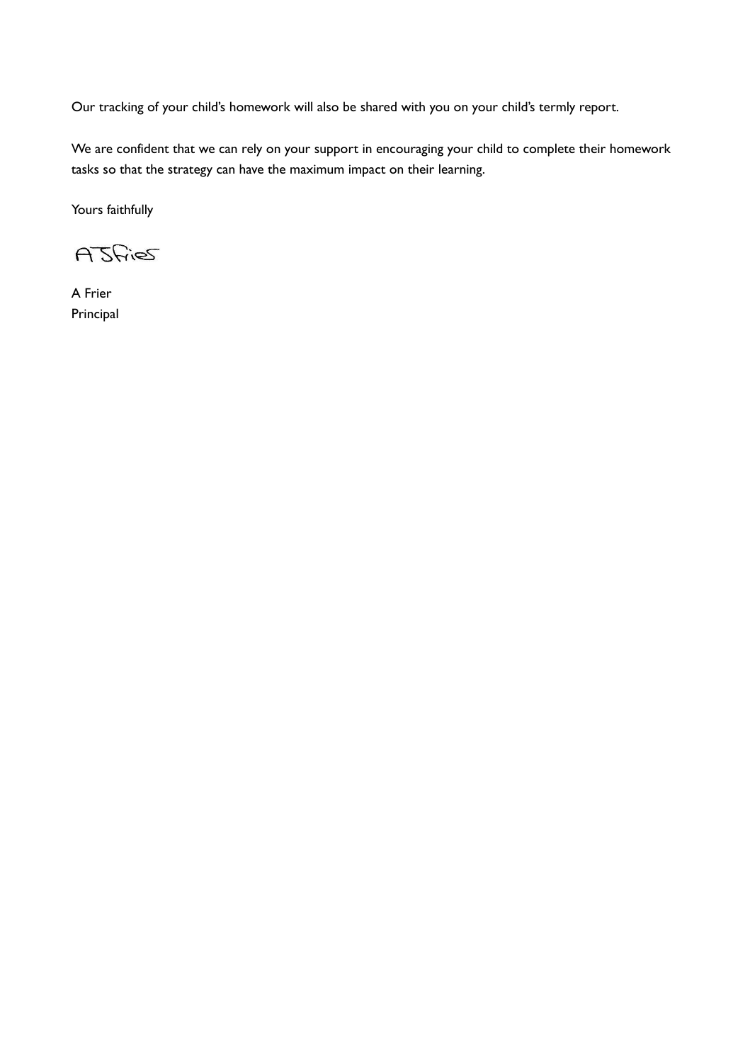Our tracking of your child's homework will also be shared with you on your child's termly report.

We are confident that we can rely on your support in encouraging your child to complete their homework tasks so that the strategy can have the maximum impact on their learning.

Yours faithfully

A Frier
Principal